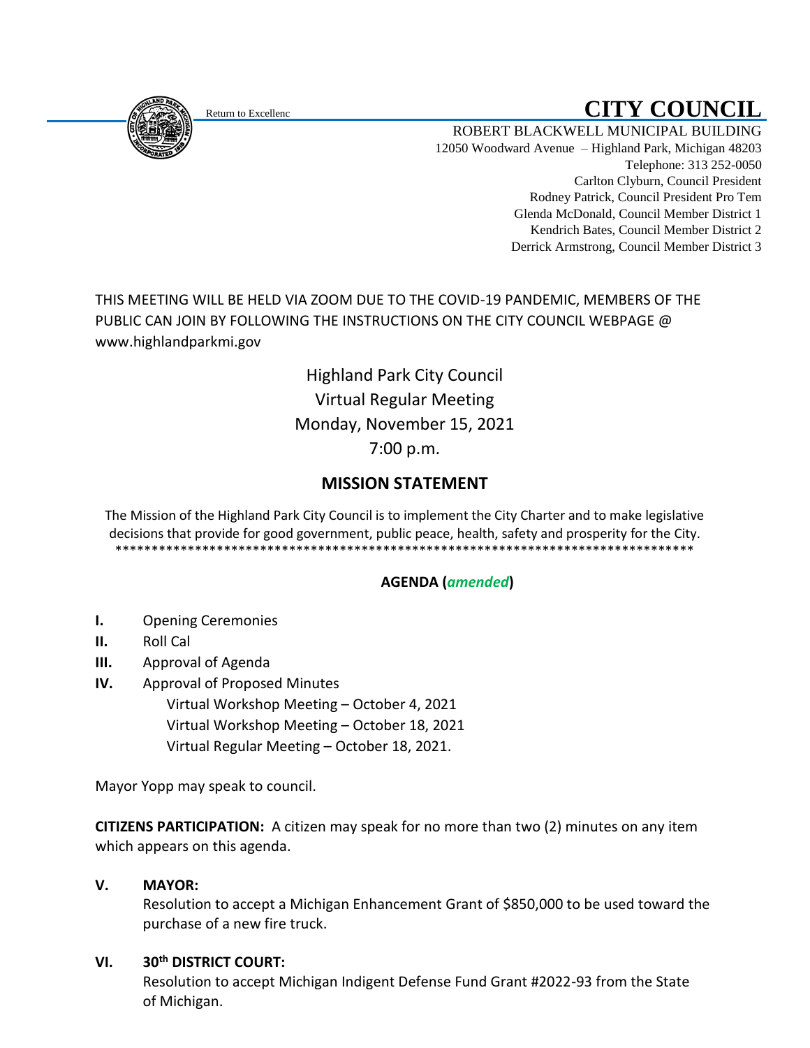Return to Excellenc

# CITY COUNCIL

ROBERT BLACKWELL MUNICIPAL BUILDING
12050 Woodward Avenue – Highland Park, Michigan 48203
Telephone: 313 252-0050
Carlton Clyburn, Council President
Rodney Patrick, Council President Pro Tem
Glenda McDonald, Council Member District 1
Kendrich Bates, Council Member District 2
Derrick Armstrong, Council Member District 3

THIS MEETING WILL BE HELD VIA ZOOM DUE TO THE COVID-19 PANDEMIC, MEMBERS OF THE PUBLIC CAN JOIN BY FOLLOWING THE INSTRUCTIONS ON THE CITY COUNCIL WEBPAGE @ www.highlandparkmi.gov

Highland Park City Council
Virtual Regular Meeting
Monday, November 15, 2021
7:00 p.m.

## MISSION STATEMENT

The Mission of the Highland Park City Council is to implement the City Charter and to make legislative decisions that provide for good government, public peace, health, safety and prosperity for the City.
**********************************************************************************

**AGENDA (*amended*)**

**I.** Opening Ceremonies

**II.** Roll Cal

**III.** Approval of Agenda

**IV.** Approval of Proposed Minutes
- Virtual Workshop Meeting – October 4, 2021
- Virtual Workshop Meeting – October 18, 2021
- Virtual Regular Meeting – October 18, 2021.

Mayor Yopp may speak to council.

**CITIZENS PARTICIPATION:** A citizen may speak for no more than two (2) minutes on any item which appears on this agenda.

**V. MAYOR:**
Resolution to accept a Michigan Enhancement Grant of $850,000 to be used toward the purchase of a new fire truck.

**VI. 30th DISTRICT COURT:**
Resolution to accept Michigan Indigent Defense Fund Grant #2022-93 from the State of Michigan.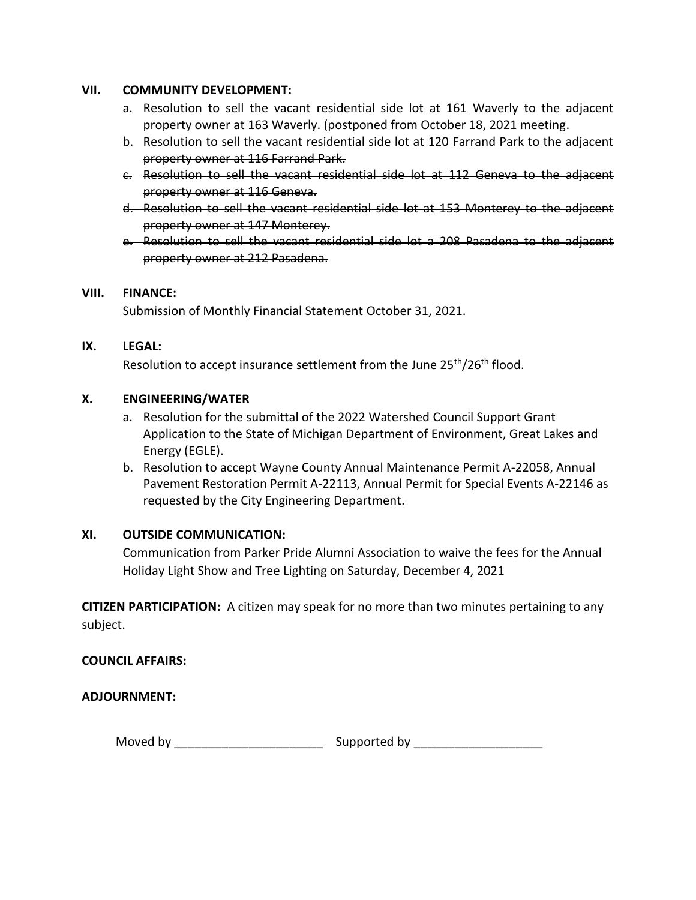**VII. COMMUNITY DEVELOPMENT:**

a. Resolution to sell the vacant residential side lot at 161 Waverly to the adjacent property owner at 163 Waverly. (postponed from October 18, 2021 meeting.

b. ~~Resolution to sell the vacant residential side lot at 120 Farrand Park to the adjacent property owner at 116 Farrand Park.~~

c. ~~Resolution to sell the vacant residential side lot at 112 Geneva to the adjacent property owner at 116 Geneva.~~

d. ~~Resolution to sell the vacant residential side lot at 153 Monterey to the adjacent property owner at 147 Monterey.~~

e. ~~Resolution to sell the vacant residential side lot a 208 Pasadena to the adjacent property owner at 212 Pasadena.~~

**VIII. FINANCE:**

Submission of Monthly Financial Statement October 31, 2021.

**IX. LEGAL:**

Resolution to accept insurance settlement from the June 25th/26th flood.

**X. ENGINEERING/WATER**

a. Resolution for the submittal of the 2022 Watershed Council Support Grant Application to the State of Michigan Department of Environment, Great Lakes and Energy (EGLE).

b. Resolution to accept Wayne County Annual Maintenance Permit A-22058, Annual Pavement Restoration Permit A-22113, Annual Permit for Special Events A-22146 as requested by the City Engineering Department.

**XI. OUTSIDE COMMUNICATION:**

Communication from Parker Pride Alumni Association to waive the fees for the Annual Holiday Light Show and Tree Lighting on Saturday, December 4, 2021

**CITIZEN PARTICIPATION:** A citizen may speak for no more than two minutes pertaining to any subject.

**COUNCIL AFFAIRS:**

**ADJOURNMENT:**

Moved by ______________________ Supported by ___________________